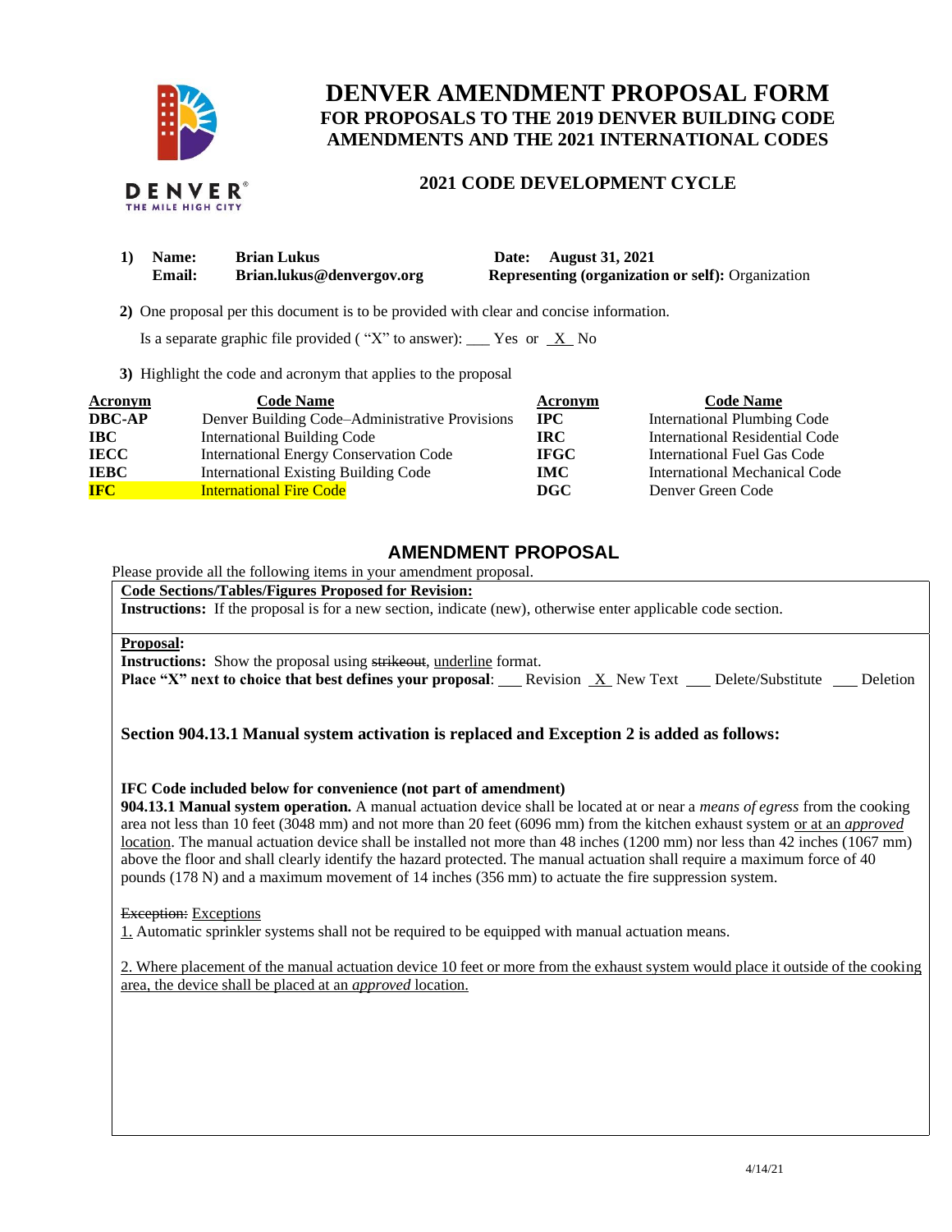# DENVER AMENDMENT PROPOSAL FORM

## FOR PROPOSALS TO THE 2019 DENVER BUILDING CODE AMENDMENTS AND THE 2021 INTERNATIONAL CODES

### 2021 CODE DEVELOPMENT CYCLE

**1) Name:** **Brian Lukus** **Date:** **August 31, 2021**
**Email:** **Brian.lukus@denvergov.org** **Representing (organization or self):** Organization

**2)** One proposal per this document is to be provided with clear and concise information.

Is a separate graphic file provided ( "X" to answer): ___ Yes or _X_ No

**3)** Highlight the code and acronym that applies to the proposal

| Acronym | Code Name | Acronym | Code Name |
|---|---|---|---|
| **DBC-AP** | Denver Building Code–Administrative Provisions | **IPC** | International Plumbing Code |
| **IBC** | International Building Code | **IRC** | International Residential Code |
| **IECC** | International Energy Conservation Code | **IFGC** | International Fuel Gas Code |
| **IEBC** | International Existing Building Code | **IMC** | International Mechanical Code |
| **IFC** | International Fire Code | **DGC** | Denver Green Code |

## AMENDMENT PROPOSAL

Please provide all the following items in your amendment proposal.

**Code Sections/Tables/Figures Proposed for Revision:**

**Instructions:** If the proposal is for a new section, indicate (new), otherwise enter applicable code section.

**Proposal:**

**Instructions:** Show the proposal using ~~strikeout~~, underline format.

**Place "X" next to choice that best defines your proposal**: ___ Revision _X_ New Text ___ Delete/Substitute ___ Deletion

**Section 904.13.1 Manual system activation is replaced and Exception 2 is added as follows:**

**IFC Code included below for convenience (not part of amendment)**

**904.13.1 Manual system operation.** A manual actuation device shall be located at or near a *means of egress* from the cooking area not less than 10 feet (3048 mm) and not more than 20 feet (6096 mm) from the kitchen exhaust system <u>or at an *approved* location</u>. The manual actuation device shall be installed not more than 48 inches (1200 mm) nor less than 42 inches (1067 mm) above the floor and shall clearly identify the hazard protected. The manual actuation shall require a maximum force of 40 pounds (178 N) and a maximum movement of 14 inches (356 mm) to actuate the fire suppression system.

~~Exception:~~ <u>Exceptions</u>

<u>1.</u> Automatic sprinkler systems shall not be required to be equipped with manual actuation means.

<u>2. Where placement of the manual actuation device 10 feet or more from the exhaust system would place it outside of the cooking area, the device shall be placed at an *approved* location.</u>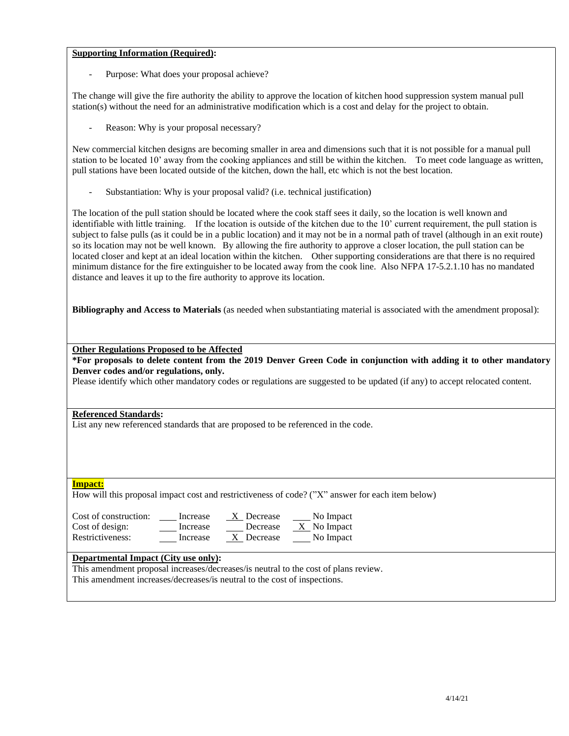**Supporting Information (Required):**

- Purpose: What does your proposal achieve?

The change will give the fire authority the ability to approve the location of kitchen hood suppression system manual pull station(s) without the need for an administrative modification which is a cost and delay for the project to obtain.

- Reason: Why is your proposal necessary?

New commercial kitchen designs are becoming smaller in area and dimensions such that it is not possible for a manual pull station to be located 10' away from the cooking appliances and still be within the kitchen. To meet code language as written, pull stations have been located outside of the kitchen, down the hall, etc which is not the best location.

- Substantiation: Why is your proposal valid? (i.e. technical justification)

The location of the pull station should be located where the cook staff sees it daily, so the location is well known and identifiable with little training. If the location is outside of the kitchen due to the 10' current requirement, the pull station is subject to false pulls (as it could be in a public location) and it may not be in a normal path of travel (although in an exit route) so its location may not be well known. By allowing the fire authority to approve a closer location, the pull station can be located closer and kept at an ideal location within the kitchen. Other supporting considerations are that there is no required minimum distance for the fire extinguisher to be located away from the cook line. Also NFPA 17-5.2.1.10 has no mandated distance and leaves it up to the fire authority to approve its location.

**Bibliography and Access to Materials** (as needed when substantiating material is associated with the amendment proposal):

**Other Regulations Proposed to be Affected**

**\*For proposals to delete content from the 2019 Denver Green Code in conjunction with adding it to other mandatory Denver codes and/or regulations, only.**

Please identify which other mandatory codes or regulations are suggested to be updated (if any) to accept relocated content.

**Referenced Standards:**

List any new referenced standards that are proposed to be referenced in the code.

**Impact:**

How will this proposal impact cost and restrictiveness of code? ("X" answer for each item below)

| | | | |
|---|---|---|---|
| Cost of construction: | ___ Increase | X Decrease | ___ No Impact |
| Cost of design: | ___ Increase | ___ Decrease | X No Impact |
| Restrictiveness: | ___ Increase | X Decrease | ___ No Impact |

**Departmental Impact (City use only):**

This amendment proposal increases/decreases/is neutral to the cost of plans review.

This amendment increases/decreases/is neutral to the cost of inspections.

4/14/21